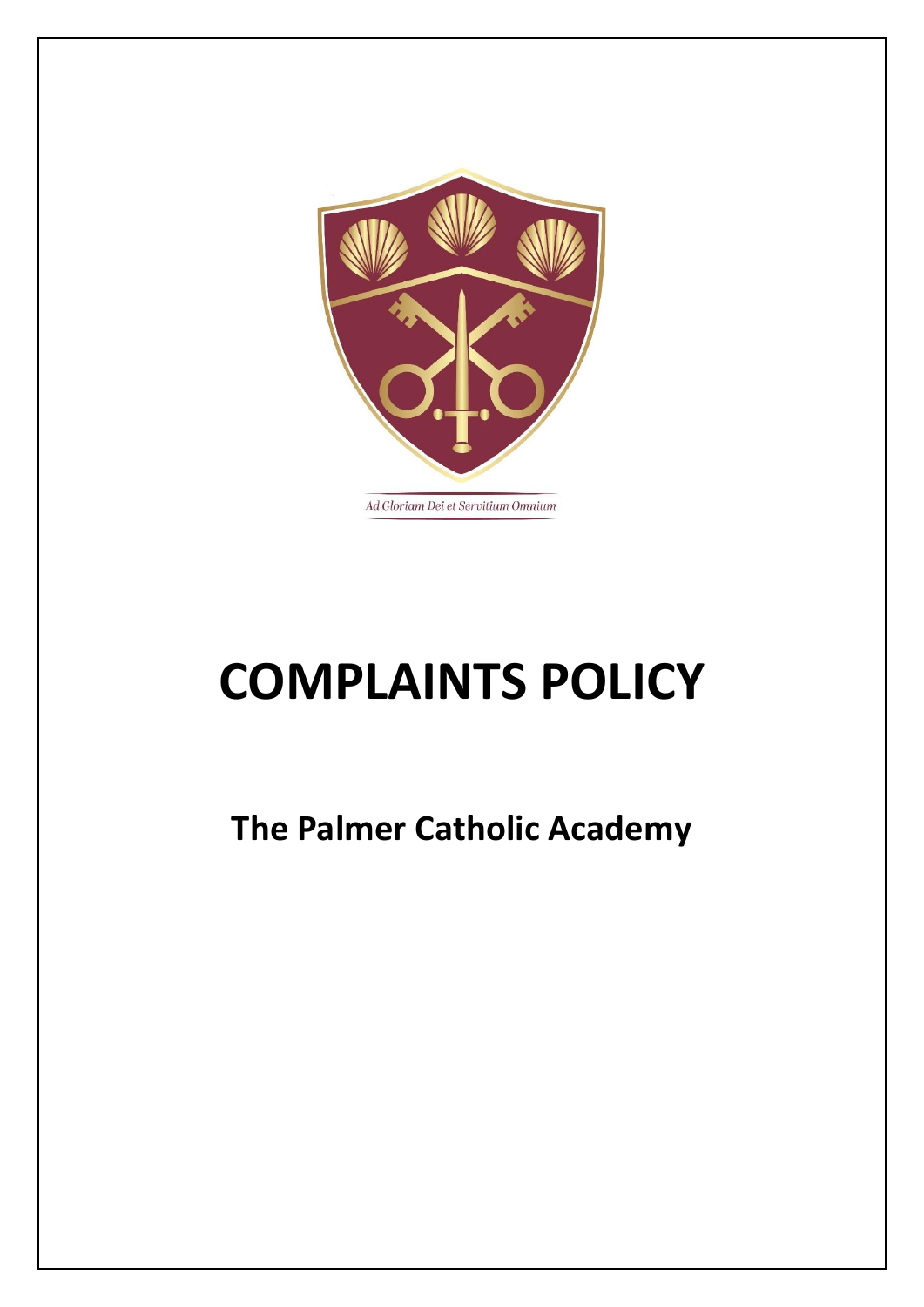Ad Gloriam Dei et Servitium Omnium

# COMPLAINTS POLICY

## The Palmer Catholic Academy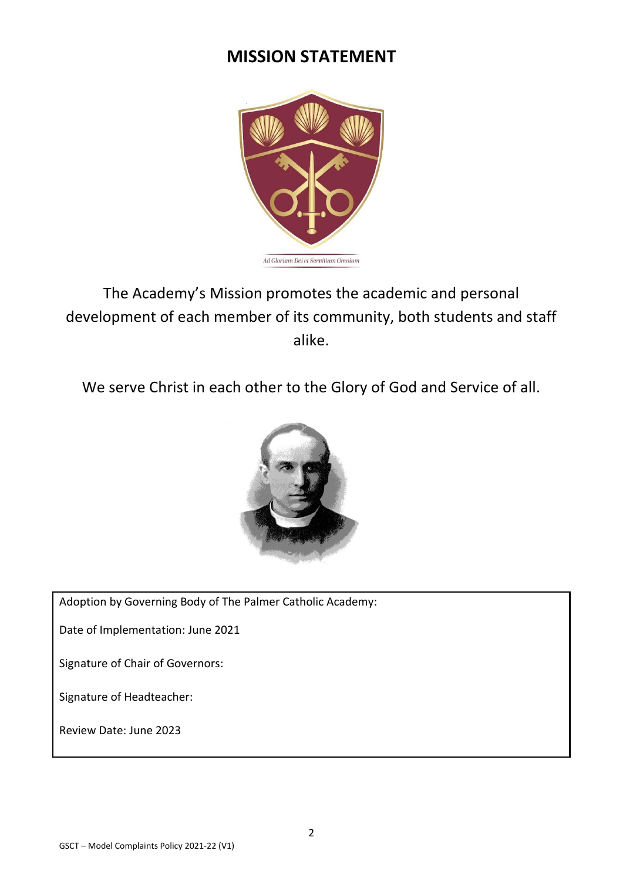# MISSION STATEMENT

Ad Gloriam Dei et Servitium Omnium

The Academy's Mission promotes the academic and personal development of each member of its community, both students and staff alike.

We serve Christ in each other to the Glory of God and Service of all.

| Adoption by Governing Body of The Palmer Catholic Academy: |
|---|
| Date of Implementation: June 2021 |
| Signature of Chair of Governors: |
| Signature of Headteacher: |
| Review Date: June 2023 |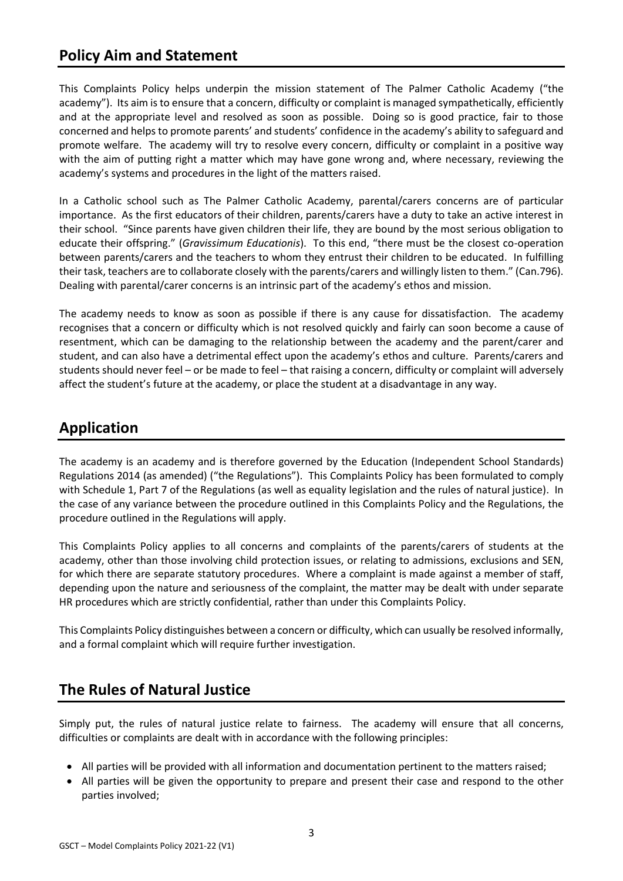## Policy Aim and Statement

This Complaints Policy helps underpin the mission statement of The Palmer Catholic Academy ("the academy"). Its aim is to ensure that a concern, difficulty or complaint is managed sympathetically, efficiently and at the appropriate level and resolved as soon as possible. Doing so is good practice, fair to those concerned and helps to promote parents' and students' confidence in the academy's ability to safeguard and promote welfare. The academy will try to resolve every concern, difficulty or complaint in a positive way with the aim of putting right a matter which may have gone wrong and, where necessary, reviewing the academy's systems and procedures in the light of the matters raised.

In a Catholic school such as The Palmer Catholic Academy, parental/carers concerns are of particular importance. As the first educators of their children, parents/carers have a duty to take an active interest in their school. "Since parents have given children their life, they are bound by the most serious obligation to educate their offspring." (*Gravissimum Educationis*). To this end, "there must be the closest co-operation between parents/carers and the teachers to whom they entrust their children to be educated. In fulfilling their task, teachers are to collaborate closely with the parents/carers and willingly listen to them." (Can.796). Dealing with parental/carer concerns is an intrinsic part of the academy's ethos and mission.

The academy needs to know as soon as possible if there is any cause for dissatisfaction. The academy recognises that a concern or difficulty which is not resolved quickly and fairly can soon become a cause of resentment, which can be damaging to the relationship between the academy and the parent/carer and student, and can also have a detrimental effect upon the academy's ethos and culture. Parents/carers and students should never feel – or be made to feel – that raising a concern, difficulty or complaint will adversely affect the student's future at the academy, or place the student at a disadvantage in any way.

## Application

The academy is an academy and is therefore governed by the Education (Independent School Standards) Regulations 2014 (as amended) ("the Regulations"). This Complaints Policy has been formulated to comply with Schedule 1, Part 7 of the Regulations (as well as equality legislation and the rules of natural justice). In the case of any variance between the procedure outlined in this Complaints Policy and the Regulations, the procedure outlined in the Regulations will apply.

This Complaints Policy applies to all concerns and complaints of the parents/carers of students at the academy, other than those involving child protection issues, or relating to admissions, exclusions and SEN, for which there are separate statutory procedures. Where a complaint is made against a member of staff, depending upon the nature and seriousness of the complaint, the matter may be dealt with under separate HR procedures which are strictly confidential, rather than under this Complaints Policy.

This Complaints Policy distinguishes between a concern or difficulty, which can usually be resolved informally, and a formal complaint which will require further investigation.

## The Rules of Natural Justice

Simply put, the rules of natural justice relate to fairness. The academy will ensure that all concerns, difficulties or complaints are dealt with in accordance with the following principles:

- All parties will be provided with all information and documentation pertinent to the matters raised;
- All parties will be given the opportunity to prepare and present their case and respond to the other parties involved;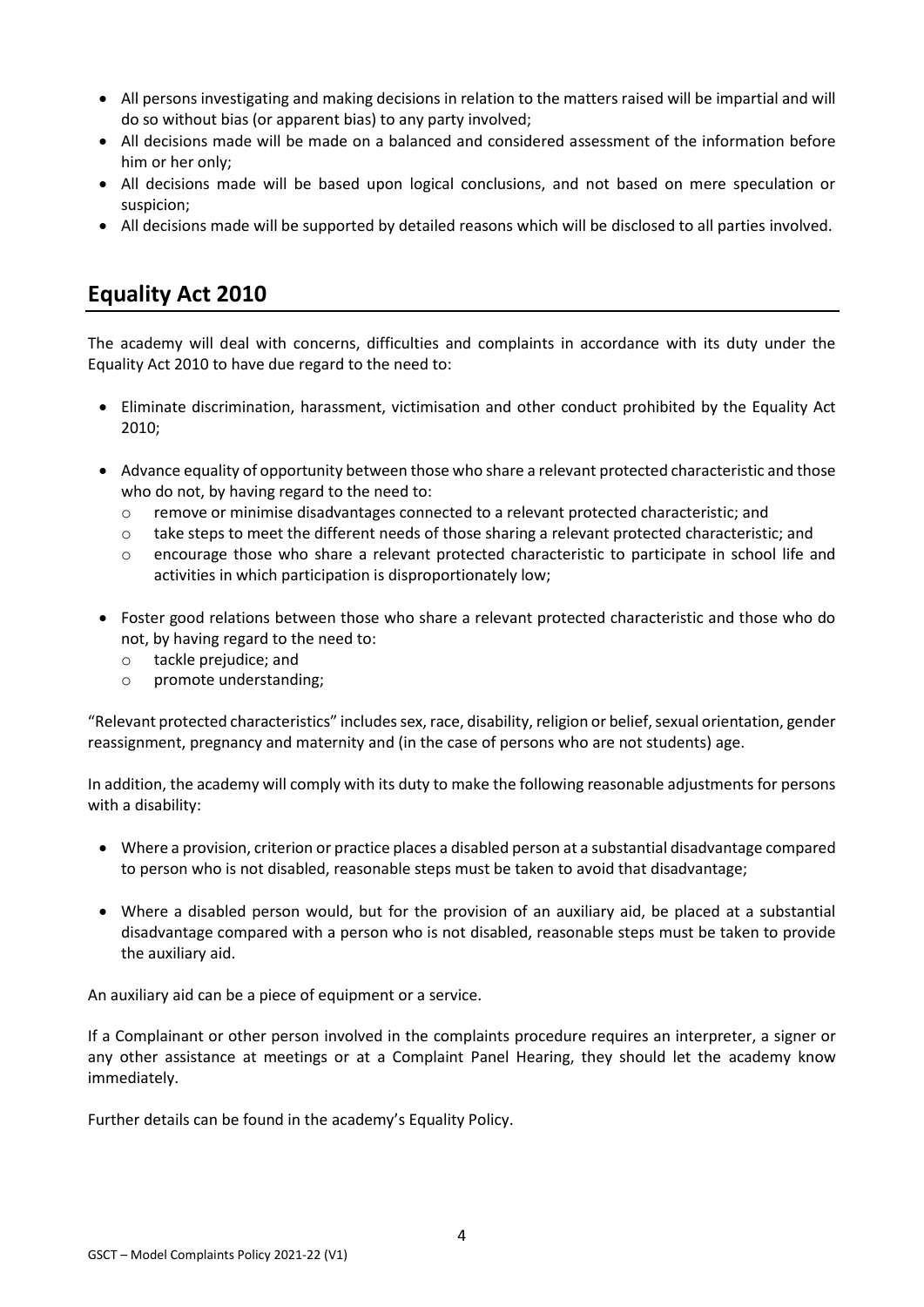- All persons investigating and making decisions in relation to the matters raised will be impartial and will do so without bias (or apparent bias) to any party involved;
- All decisions made will be made on a balanced and considered assessment of the information before him or her only;
- All decisions made will be based upon logical conclusions, and not based on mere speculation or suspicion;
- All decisions made will be supported by detailed reasons which will be disclosed to all parties involved.

## Equality Act 2010

The academy will deal with concerns, difficulties and complaints in accordance with its duty under the Equality Act 2010 to have due regard to the need to:

- Eliminate discrimination, harassment, victimisation and other conduct prohibited by the Equality Act 2010;

- Advance equality of opportunity between those who share a relevant protected characteristic and those who do not, by having regard to the need to:
  - remove or minimise disadvantages connected to a relevant protected characteristic; and
  - take steps to meet the different needs of those sharing a relevant protected characteristic; and
  - encourage those who share a relevant protected characteristic to participate in school life and activities in which participation is disproportionately low;

- Foster good relations between those who share a relevant protected characteristic and those who do not, by having regard to the need to:
  - tackle prejudice; and
  - promote understanding;

"Relevant protected characteristics" includes sex, race, disability, religion or belief, sexual orientation, gender reassignment, pregnancy and maternity and (in the case of persons who are not students) age.

In addition, the academy will comply with its duty to make the following reasonable adjustments for persons with a disability:

- Where a provision, criterion or practice places a disabled person at a substantial disadvantage compared to person who is not disabled, reasonable steps must be taken to avoid that disadvantage;

- Where a disabled person would, but for the provision of an auxiliary aid, be placed at a substantial disadvantage compared with a person who is not disabled, reasonable steps must be taken to provide the auxiliary aid.

An auxiliary aid can be a piece of equipment or a service.

If a Complainant or other person involved in the complaints procedure requires an interpreter, a signer or any other assistance at meetings or at a Complaint Panel Hearing, they should let the academy know immediately.

Further details can be found in the academy's Equality Policy.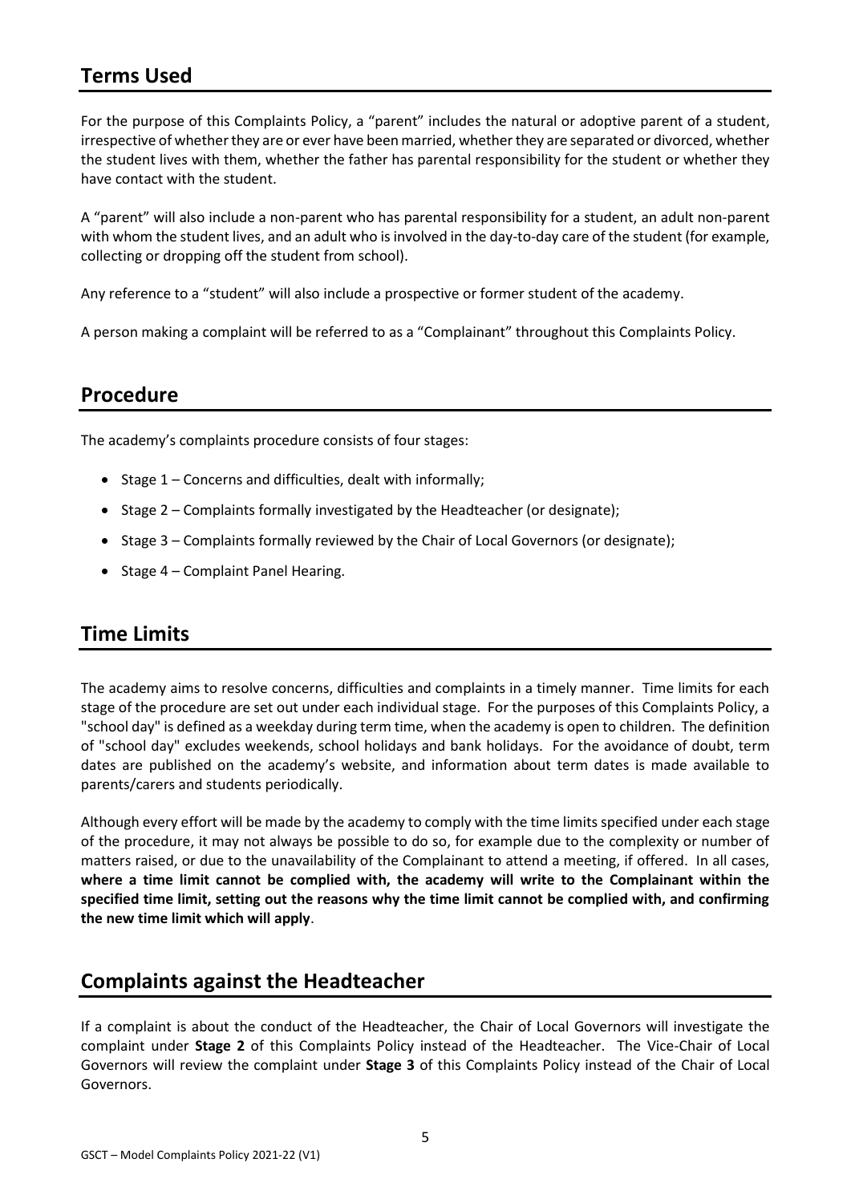## Terms Used

For the purpose of this Complaints Policy, a "parent" includes the natural or adoptive parent of a student, irrespective of whether they are or ever have been married, whether they are separated or divorced, whether the student lives with them, whether the father has parental responsibility for the student or whether they have contact with the student.

A "parent" will also include a non-parent who has parental responsibility for a student, an adult non-parent with whom the student lives, and an adult who is involved in the day-to-day care of the student (for example, collecting or dropping off the student from school).

Any reference to a "student" will also include a prospective or former student of the academy.

A person making a complaint will be referred to as a "Complainant" throughout this Complaints Policy.

## Procedure

The academy's complaints procedure consists of four stages:

- Stage 1 – Concerns and difficulties, dealt with informally;
- Stage 2 – Complaints formally investigated by the Headteacher (or designate);
- Stage 3 – Complaints formally reviewed by the Chair of Local Governors (or designate);
- Stage 4 – Complaint Panel Hearing.

## Time Limits

The academy aims to resolve concerns, difficulties and complaints in a timely manner. Time limits for each stage of the procedure are set out under each individual stage. For the purposes of this Complaints Policy, a "school day" is defined as a weekday during term time, when the academy is open to children. The definition of "school day" excludes weekends, school holidays and bank holidays. For the avoidance of doubt, term dates are published on the academy's website, and information about term dates is made available to parents/carers and students periodically.

Although every effort will be made by the academy to comply with the time limits specified under each stage of the procedure, it may not always be possible to do so, for example due to the complexity or number of matters raised, or due to the unavailability of the Complainant to attend a meeting, if offered. In all cases, **where a time limit cannot be complied with, the academy will write to the Complainant within the specified time limit, setting out the reasons why the time limit cannot be complied with, and confirming the new time limit which will apply**.

## Complaints against the Headteacher

If a complaint is about the conduct of the Headteacher, the Chair of Local Governors will investigate the complaint under **Stage 2** of this Complaints Policy instead of the Headteacher. The Vice-Chair of Local Governors will review the complaint under **Stage 3** of this Complaints Policy instead of the Chair of Local Governors.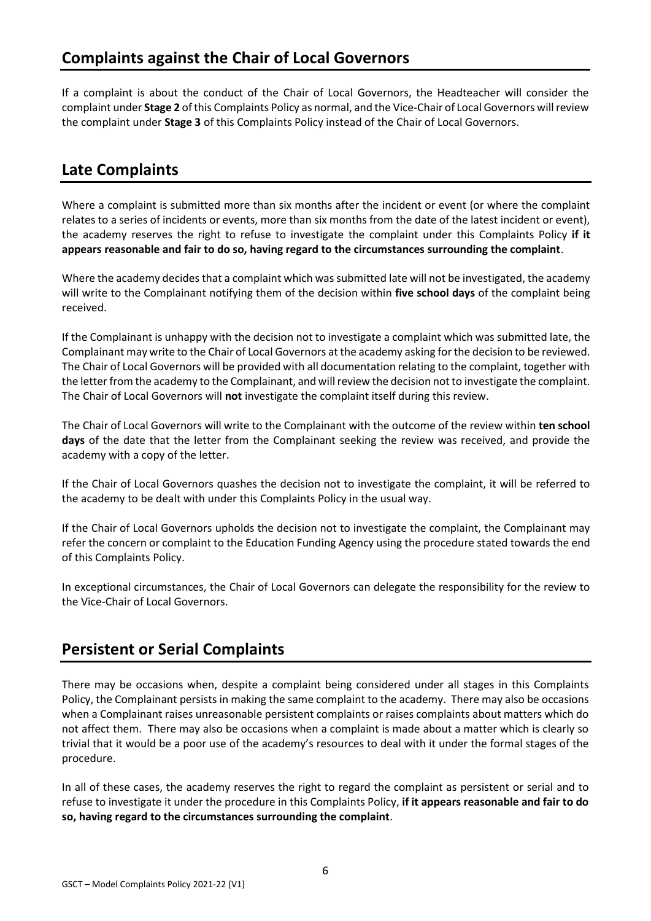## Complaints against the Chair of Local Governors

If a complaint is about the conduct of the Chair of Local Governors, the Headteacher will consider the complaint under **Stage 2** of this Complaints Policy as normal, and the Vice-Chair of Local Governors will review the complaint under **Stage 3** of this Complaints Policy instead of the Chair of Local Governors.

## Late Complaints

Where a complaint is submitted more than six months after the incident or event (or where the complaint relates to a series of incidents or events, more than six months from the date of the latest incident or event), the academy reserves the right to refuse to investigate the complaint under this Complaints Policy **if it appears reasonable and fair to do so, having regard to the circumstances surrounding the complaint**.

Where the academy decides that a complaint which was submitted late will not be investigated, the academy will write to the Complainant notifying them of the decision within **five school days** of the complaint being received.

If the Complainant is unhappy with the decision not to investigate a complaint which was submitted late, the Complainant may write to the Chair of Local Governors at the academy asking for the decision to be reviewed. The Chair of Local Governors will be provided with all documentation relating to the complaint, together with the letter from the academy to the Complainant, and will review the decision not to investigate the complaint. The Chair of Local Governors will **not** investigate the complaint itself during this review.

The Chair of Local Governors will write to the Complainant with the outcome of the review within **ten school days** of the date that the letter from the Complainant seeking the review was received, and provide the academy with a copy of the letter.

If the Chair of Local Governors quashes the decision not to investigate the complaint, it will be referred to the academy to be dealt with under this Complaints Policy in the usual way.

If the Chair of Local Governors upholds the decision not to investigate the complaint, the Complainant may refer the concern or complaint to the Education Funding Agency using the procedure stated towards the end of this Complaints Policy.

In exceptional circumstances, the Chair of Local Governors can delegate the responsibility for the review to the Vice-Chair of Local Governors.

## Persistent or Serial Complaints

There may be occasions when, despite a complaint being considered under all stages in this Complaints Policy, the Complainant persists in making the same complaint to the academy. There may also be occasions when a Complainant raises unreasonable persistent complaints or raises complaints about matters which do not affect them. There may also be occasions when a complaint is made about a matter which is clearly so trivial that it would be a poor use of the academy's resources to deal with it under the formal stages of the procedure.

In all of these cases, the academy reserves the right to regard the complaint as persistent or serial and to refuse to investigate it under the procedure in this Complaints Policy, **if it appears reasonable and fair to do so, having regard to the circumstances surrounding the complaint**.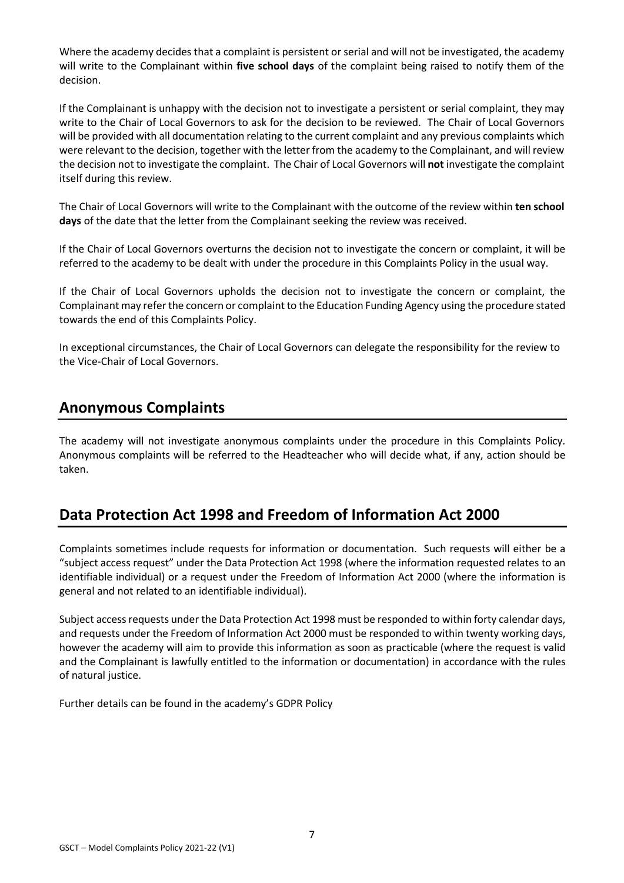Where the academy decides that a complaint is persistent or serial and will not be investigated, the academy will write to the Complainant within **five school days** of the complaint being raised to notify them of the decision.

If the Complainant is unhappy with the decision not to investigate a persistent or serial complaint, they may write to the Chair of Local Governors to ask for the decision to be reviewed. The Chair of Local Governors will be provided with all documentation relating to the current complaint and any previous complaints which were relevant to the decision, together with the letter from the academy to the Complainant, and will review the decision not to investigate the complaint. The Chair of Local Governors will **not** investigate the complaint itself during this review.

The Chair of Local Governors will write to the Complainant with the outcome of the review within **ten school days** of the date that the letter from the Complainant seeking the review was received.

If the Chair of Local Governors overturns the decision not to investigate the concern or complaint, it will be referred to the academy to be dealt with under the procedure in this Complaints Policy in the usual way.

If the Chair of Local Governors upholds the decision not to investigate the concern or complaint, the Complainant may refer the concern or complaint to the Education Funding Agency using the procedure stated towards the end of this Complaints Policy.

In exceptional circumstances, the Chair of Local Governors can delegate the responsibility for the review to the Vice-Chair of Local Governors.

## Anonymous Complaints

The academy will not investigate anonymous complaints under the procedure in this Complaints Policy. Anonymous complaints will be referred to the Headteacher who will decide what, if any, action should be taken.

## Data Protection Act 1998 and Freedom of Information Act 2000

Complaints sometimes include requests for information or documentation. Such requests will either be a "subject access request" under the Data Protection Act 1998 (where the information requested relates to an identifiable individual) or a request under the Freedom of Information Act 2000 (where the information is general and not related to an identifiable individual).

Subject access requests under the Data Protection Act 1998 must be responded to within forty calendar days, and requests under the Freedom of Information Act 2000 must be responded to within twenty working days, however the academy will aim to provide this information as soon as practicable (where the request is valid and the Complainant is lawfully entitled to the information or documentation) in accordance with the rules of natural justice.

Further details can be found in the academy's GDPR Policy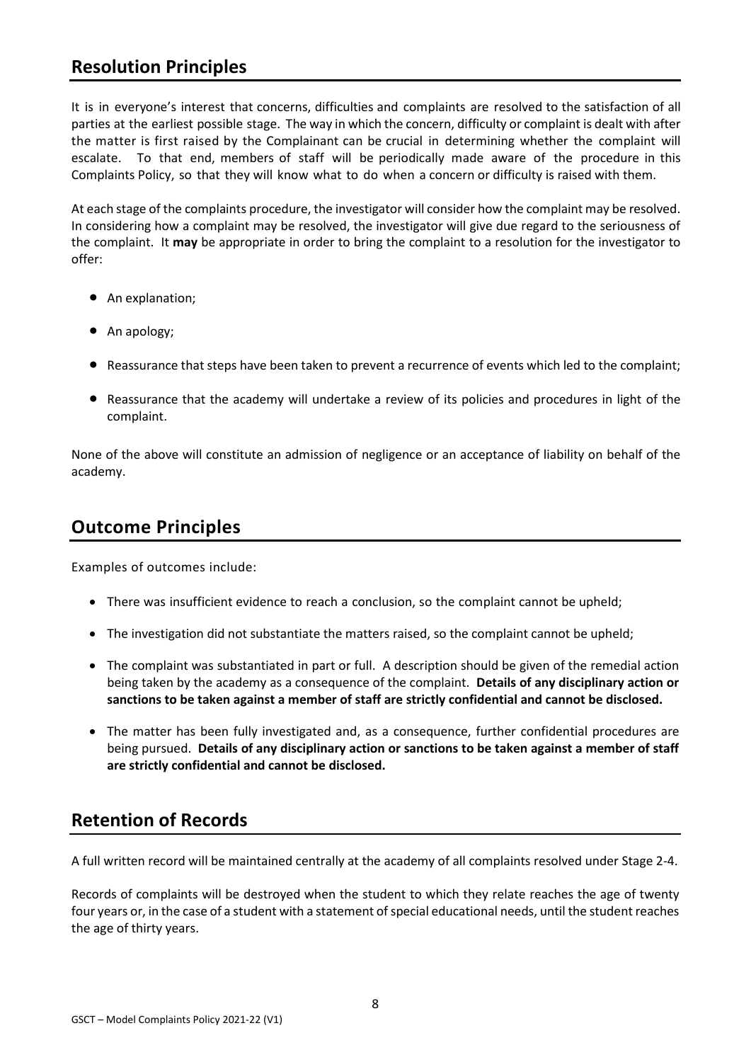## Resolution Principles

It is in everyone's interest that concerns, difficulties and complaints are resolved to the satisfaction of all parties at the earliest possible stage. The way in which the concern, difficulty or complaint is dealt with after the matter is first raised by the Complainant can be crucial in determining whether the complaint will escalate. To that end, members of staff will be periodically made aware of the procedure in this Complaints Policy, so that they will know what to do when a concern or difficulty is raised with them.

At each stage of the complaints procedure, the investigator will consider how the complaint may be resolved. In considering how a complaint may be resolved, the investigator will give due regard to the seriousness of the complaint. It **may** be appropriate in order to bring the complaint to a resolution for the investigator to offer:

- An explanation;
- An apology;
- Reassurance that steps have been taken to prevent a recurrence of events which led to the complaint;
- Reassurance that the academy will undertake a review of its policies and procedures in light of the complaint.

None of the above will constitute an admission of negligence or an acceptance of liability on behalf of the academy.

## Outcome Principles

Examples of outcomes include:

- There was insufficient evidence to reach a conclusion, so the complaint cannot be upheld;
- The investigation did not substantiate the matters raised, so the complaint cannot be upheld;
- The complaint was substantiated in part or full. A description should be given of the remedial action being taken by the academy as a consequence of the complaint. **Details of any disciplinary action or sanctions to be taken against a member of staff are strictly confidential and cannot be disclosed.**
- The matter has been fully investigated and, as a consequence, further confidential procedures are being pursued. **Details of any disciplinary action or sanctions to be taken against a member of staff are strictly confidential and cannot be disclosed.**

## Retention of Records

A full written record will be maintained centrally at the academy of all complaints resolved under Stage 2-4.

Records of complaints will be destroyed when the student to which they relate reaches the age of twenty four years or, in the case of a student with a statement of special educational needs, until the student reaches the age of thirty years.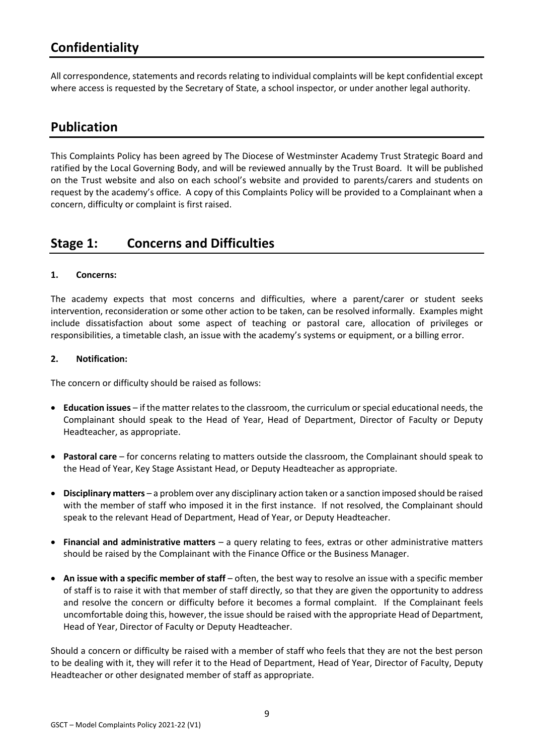## Confidentiality

All correspondence, statements and records relating to individual complaints will be kept confidential except where access is requested by the Secretary of State, a school inspector, or under another legal authority.

## Publication

This Complaints Policy has been agreed by The Diocese of Westminster Academy Trust Strategic Board and ratified by the Local Governing Body, and will be reviewed annually by the Trust Board. It will be published on the Trust website and also on each school's website and provided to parents/carers and students on request by the academy's office. A copy of this Complaints Policy will be provided to a Complainant when a concern, difficulty or complaint is first raised.

## Stage 1: Concerns and Difficulties

### 1. Concerns:

The academy expects that most concerns and difficulties, where a parent/carer or student seeks intervention, reconsideration or some other action to be taken, can be resolved informally. Examples might include dissatisfaction about some aspect of teaching or pastoral care, allocation of privileges or responsibilities, a timetable clash, an issue with the academy's systems or equipment, or a billing error.

### 2. Notification:

The concern or difficulty should be raised as follows:

- **Education issues** – if the matter relates to the classroom, the curriculum or special educational needs, the Complainant should speak to the Head of Year, Head of Department, Director of Faculty or Deputy Headteacher, as appropriate.

- **Pastoral care** – for concerns relating to matters outside the classroom, the Complainant should speak to the Head of Year, Key Stage Assistant Head, or Deputy Headteacher as appropriate.

- **Disciplinary matters** – a problem over any disciplinary action taken or a sanction imposed should be raised with the member of staff who imposed it in the first instance. If not resolved, the Complainant should speak to the relevant Head of Department, Head of Year, or Deputy Headteacher.

- **Financial and administrative matters** – a query relating to fees, extras or other administrative matters should be raised by the Complainant with the Finance Office or the Business Manager.

- **An issue with a specific member of staff** – often, the best way to resolve an issue with a specific member of staff is to raise it with that member of staff directly, so that they are given the opportunity to address and resolve the concern or difficulty before it becomes a formal complaint. If the Complainant feels uncomfortable doing this, however, the issue should be raised with the appropriate Head of Department, Head of Year, Director of Faculty or Deputy Headteacher.

Should a concern or difficulty be raised with a member of staff who feels that they are not the best person to be dealing with it, they will refer it to the Head of Department, Head of Year, Director of Faculty, Deputy Headteacher or other designated member of staff as appropriate.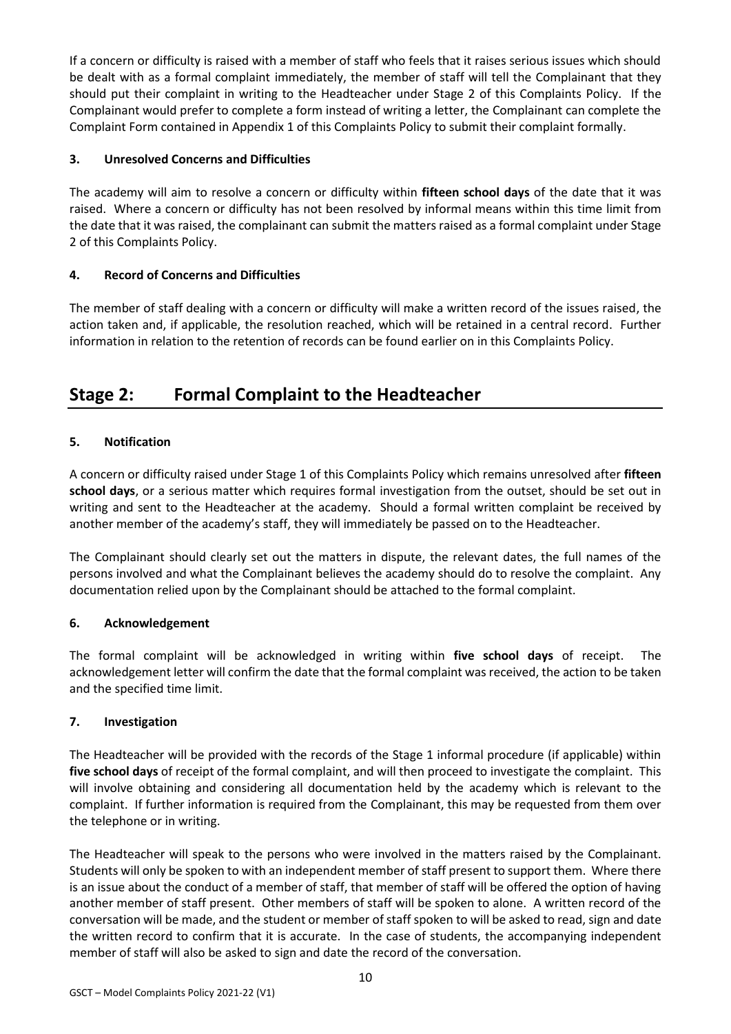If a concern or difficulty is raised with a member of staff who feels that it raises serious issues which should be dealt with as a formal complaint immediately, the member of staff will tell the Complainant that they should put their complaint in writing to the Headteacher under Stage 2 of this Complaints Policy. If the Complainant would prefer to complete a form instead of writing a letter, the Complainant can complete the Complaint Form contained in Appendix 1 of this Complaints Policy to submit their complaint formally.

### 3. Unresolved Concerns and Difficulties

The academy will aim to resolve a concern or difficulty within **fifteen school days** of the date that it was raised. Where a concern or difficulty has not been resolved by informal means within this time limit from the date that it was raised, the complainant can submit the matters raised as a formal complaint under Stage 2 of this Complaints Policy.

### 4. Record of Concerns and Difficulties

The member of staff dealing with a concern or difficulty will make a written record of the issues raised, the action taken and, if applicable, the resolution reached, which will be retained in a central record. Further information in relation to the retention of records can be found earlier on in this Complaints Policy.

## Stage 2: Formal Complaint to the Headteacher

### 5. Notification

A concern or difficulty raised under Stage 1 of this Complaints Policy which remains unresolved after **fifteen school days**, or a serious matter which requires formal investigation from the outset, should be set out in writing and sent to the Headteacher at the academy. Should a formal written complaint be received by another member of the academy's staff, they will immediately be passed on to the Headteacher.

The Complainant should clearly set out the matters in dispute, the relevant dates, the full names of the persons involved and what the Complainant believes the academy should do to resolve the complaint. Any documentation relied upon by the Complainant should be attached to the formal complaint.

### 6. Acknowledgement

The formal complaint will be acknowledged in writing within **five school days** of receipt. The acknowledgement letter will confirm the date that the formal complaint was received, the action to be taken and the specified time limit.

### 7. Investigation

The Headteacher will be provided with the records of the Stage 1 informal procedure (if applicable) within **five school days** of receipt of the formal complaint, and will then proceed to investigate the complaint. This will involve obtaining and considering all documentation held by the academy which is relevant to the complaint. If further information is required from the Complainant, this may be requested from them over the telephone or in writing.

The Headteacher will speak to the persons who were involved in the matters raised by the Complainant. Students will only be spoken to with an independent member of staff present to support them. Where there is an issue about the conduct of a member of staff, that member of staff will be offered the option of having another member of staff present. Other members of staff will be spoken to alone. A written record of the conversation will be made, and the student or member of staff spoken to will be asked to read, sign and date the written record to confirm that it is accurate. In the case of students, the accompanying independent member of staff will also be asked to sign and date the record of the conversation.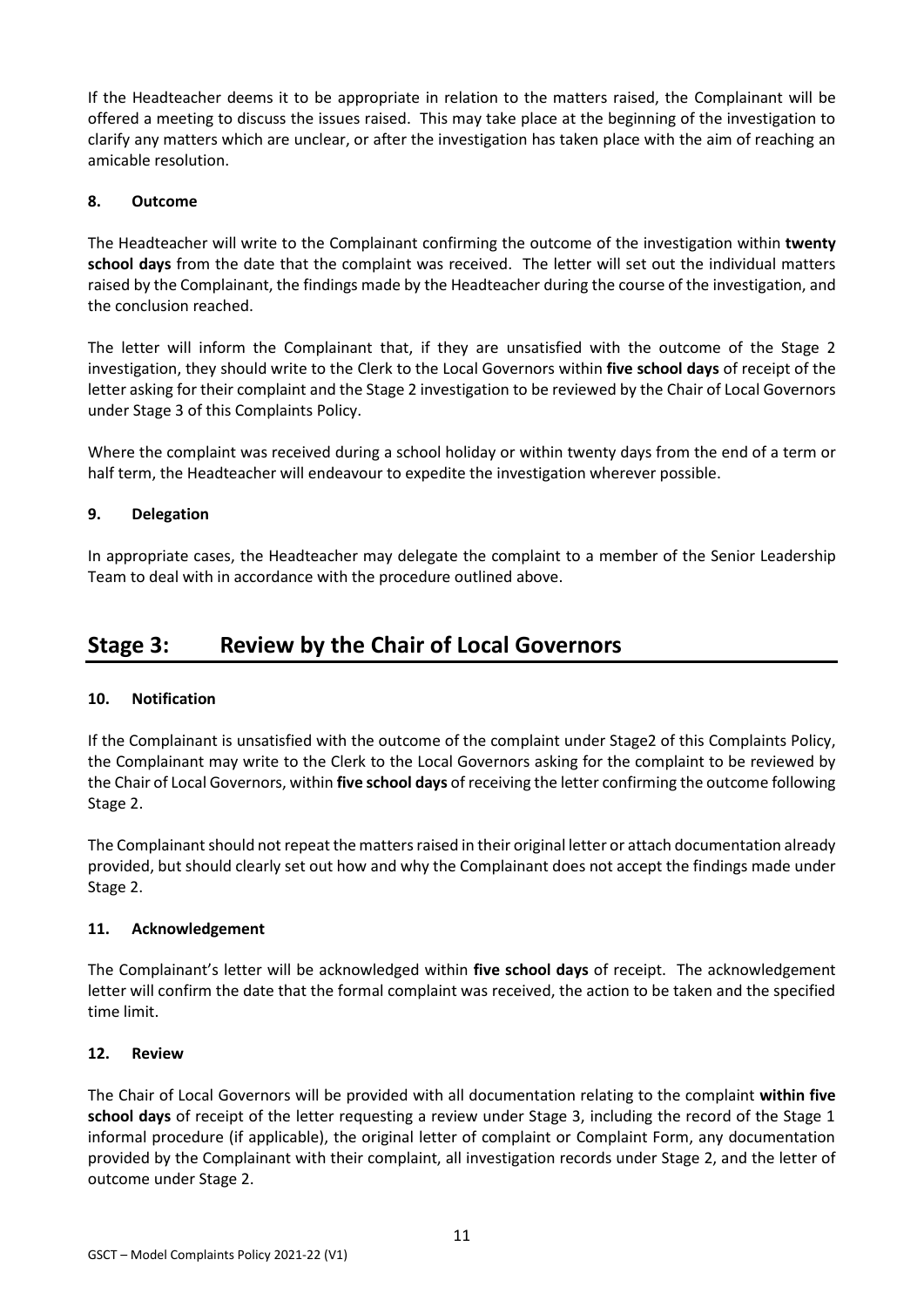If the Headteacher deems it to be appropriate in relation to the matters raised, the Complainant will be offered a meeting to discuss the issues raised. This may take place at the beginning of the investigation to clarify any matters which are unclear, or after the investigation has taken place with the aim of reaching an amicable resolution.

### 8. Outcome

The Headteacher will write to the Complainant confirming the outcome of the investigation within **twenty school days** from the date that the complaint was received. The letter will set out the individual matters raised by the Complainant, the findings made by the Headteacher during the course of the investigation, and the conclusion reached.

The letter will inform the Complainant that, if they are unsatisfied with the outcome of the Stage 2 investigation, they should write to the Clerk to the Local Governors within **five school days** of receipt of the letter asking for their complaint and the Stage 2 investigation to be reviewed by the Chair of Local Governors under Stage 3 of this Complaints Policy.

Where the complaint was received during a school holiday or within twenty days from the end of a term or half term, the Headteacher will endeavour to expedite the investigation wherever possible.

### 9. Delegation

In appropriate cases, the Headteacher may delegate the complaint to a member of the Senior Leadership Team to deal with in accordance with the procedure outlined above.

## Stage 3: Review by the Chair of Local Governors

### 10. Notification

If the Complainant is unsatisfied with the outcome of the complaint under Stage2 of this Complaints Policy, the Complainant may write to the Clerk to the Local Governors asking for the complaint to be reviewed by the Chair of Local Governors, within **five school days** of receiving the letter confirming the outcome following Stage 2.

The Complainant should not repeat the matters raised in their original letter or attach documentation already provided, but should clearly set out how and why the Complainant does not accept the findings made under Stage 2.

### 11. Acknowledgement

The Complainant's letter will be acknowledged within **five school days** of receipt. The acknowledgement letter will confirm the date that the formal complaint was received, the action to be taken and the specified time limit.

### 12. Review

The Chair of Local Governors will be provided with all documentation relating to the complaint **within five school days** of receipt of the letter requesting a review under Stage 3, including the record of the Stage 1 informal procedure (if applicable), the original letter of complaint or Complaint Form, any documentation provided by the Complainant with their complaint, all investigation records under Stage 2, and the letter of outcome under Stage 2.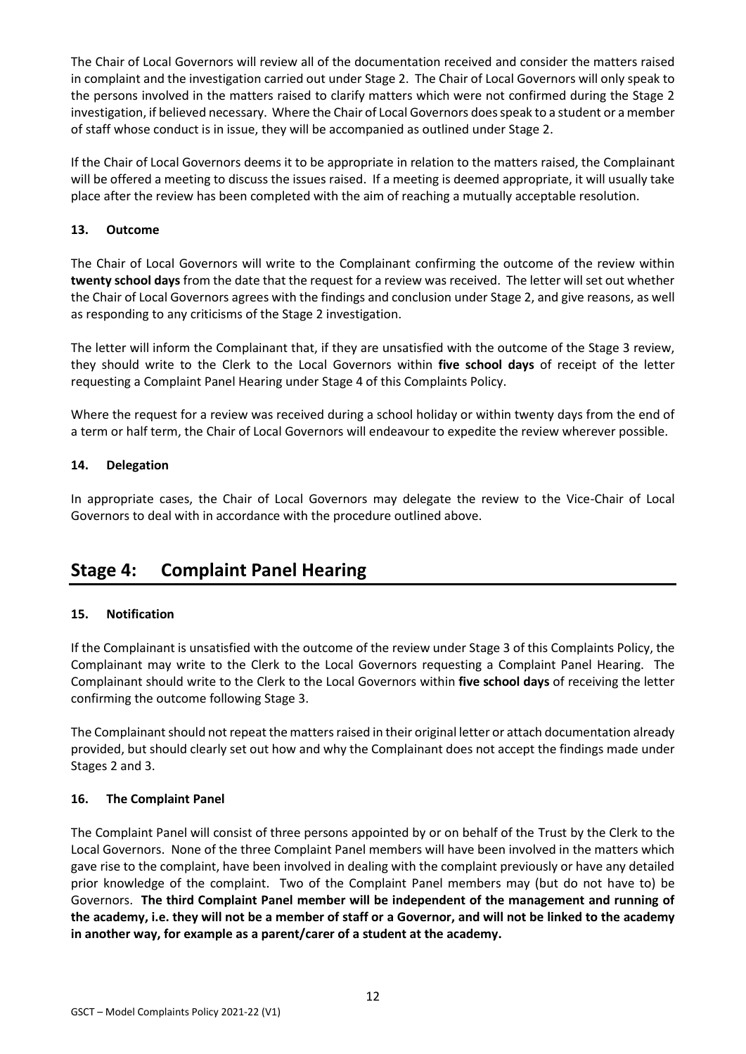The Chair of Local Governors will review all of the documentation received and consider the matters raised in complaint and the investigation carried out under Stage 2. The Chair of Local Governors will only speak to the persons involved in the matters raised to clarify matters which were not confirmed during the Stage 2 investigation, if believed necessary. Where the Chair of Local Governors does speak to a student or a member of staff whose conduct is in issue, they will be accompanied as outlined under Stage 2.

If the Chair of Local Governors deems it to be appropriate in relation to the matters raised, the Complainant will be offered a meeting to discuss the issues raised. If a meeting is deemed appropriate, it will usually take place after the review has been completed with the aim of reaching a mutually acceptable resolution.

### 13. Outcome

The Chair of Local Governors will write to the Complainant confirming the outcome of the review within **twenty school days** from the date that the request for a review was received. The letter will set out whether the Chair of Local Governors agrees with the findings and conclusion under Stage 2, and give reasons, as well as responding to any criticisms of the Stage 2 investigation.

The letter will inform the Complainant that, if they are unsatisfied with the outcome of the Stage 3 review, they should write to the Clerk to the Local Governors within **five school days** of receipt of the letter requesting a Complaint Panel Hearing under Stage 4 of this Complaints Policy.

Where the request for a review was received during a school holiday or within twenty days from the end of a term or half term, the Chair of Local Governors will endeavour to expedite the review wherever possible.

### 14. Delegation

In appropriate cases, the Chair of Local Governors may delegate the review to the Vice-Chair of Local Governors to deal with in accordance with the procedure outlined above.

## Stage 4: Complaint Panel Hearing

### 15. Notification

If the Complainant is unsatisfied with the outcome of the review under Stage 3 of this Complaints Policy, the Complainant may write to the Clerk to the Local Governors requesting a Complaint Panel Hearing. The Complainant should write to the Clerk to the Local Governors within **five school days** of receiving the letter confirming the outcome following Stage 3.

The Complainant should not repeat the matters raised in their original letter or attach documentation already provided, but should clearly set out how and why the Complainant does not accept the findings made under Stages 2 and 3.

### 16. The Complaint Panel

The Complaint Panel will consist of three persons appointed by or on behalf of the Trust by the Clerk to the Local Governors. None of the three Complaint Panel members will have been involved in the matters which gave rise to the complaint, have been involved in dealing with the complaint previously or have any detailed prior knowledge of the complaint. Two of the Complaint Panel members may (but do not have to) be Governors. **The third Complaint Panel member will be independent of the management and running of the academy, i.e. they will not be a member of staff or a Governor, and will not be linked to the academy in another way, for example as a parent/carer of a student at the academy.**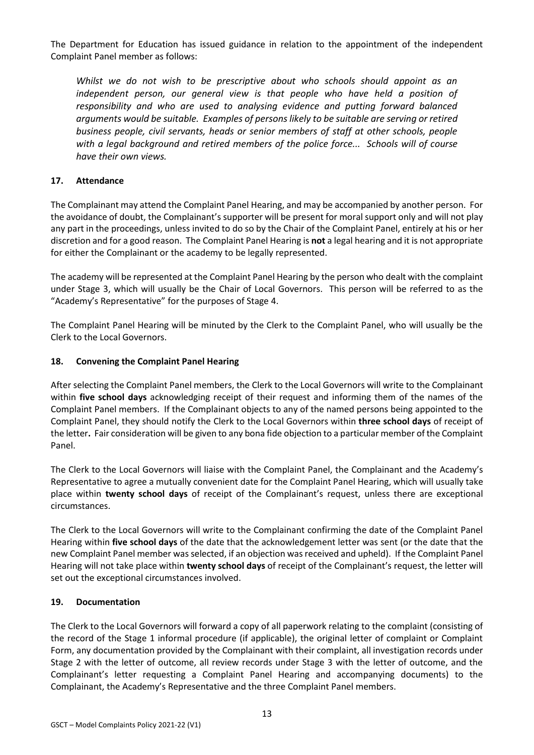The Department for Education has issued guidance in relation to the appointment of the independent Complaint Panel member as follows:

> *Whilst we do not wish to be prescriptive about who schools should appoint as an independent person, our general view is that people who have held a position of responsibility and who are used to analysing evidence and putting forward balanced arguments would be suitable. Examples of persons likely to be suitable are serving or retired business people, civil servants, heads or senior members of staff at other schools, people with a legal background and retired members of the police force... Schools will of course have their own views.*

### 17. Attendance

The Complainant may attend the Complaint Panel Hearing, and may be accompanied by another person. For the avoidance of doubt, the Complainant's supporter will be present for moral support only and will not play any part in the proceedings, unless invited to do so by the Chair of the Complaint Panel, entirely at his or her discretion and for a good reason. The Complaint Panel Hearing is **not** a legal hearing and it is not appropriate for either the Complainant or the academy to be legally represented.

The academy will be represented at the Complaint Panel Hearing by the person who dealt with the complaint under Stage 3, which will usually be the Chair of Local Governors. This person will be referred to as the "Academy's Representative" for the purposes of Stage 4.

The Complaint Panel Hearing will be minuted by the Clerk to the Complaint Panel, who will usually be the Clerk to the Local Governors.

### 18. Convening the Complaint Panel Hearing

After selecting the Complaint Panel members, the Clerk to the Local Governors will write to the Complainant within **five school days** acknowledging receipt of their request and informing them of the names of the Complaint Panel members. If the Complainant objects to any of the named persons being appointed to the Complaint Panel, they should notify the Clerk to the Local Governors within **three school days** of receipt of the letter**.** Fair consideration will be given to any bona fide objection to a particular member of the Complaint Panel.

The Clerk to the Local Governors will liaise with the Complaint Panel, the Complainant and the Academy's Representative to agree a mutually convenient date for the Complaint Panel Hearing, which will usually take place within **twenty school days** of receipt of the Complainant's request, unless there are exceptional circumstances.

The Clerk to the Local Governors will write to the Complainant confirming the date of the Complaint Panel Hearing within **five school days** of the date that the acknowledgement letter was sent (or the date that the new Complaint Panel member was selected, if an objection was received and upheld). If the Complaint Panel Hearing will not take place within **twenty school days** of receipt of the Complainant's request, the letter will set out the exceptional circumstances involved.

### 19. Documentation

The Clerk to the Local Governors will forward a copy of all paperwork relating to the complaint (consisting of the record of the Stage 1 informal procedure (if applicable), the original letter of complaint or Complaint Form, any documentation provided by the Complainant with their complaint, all investigation records under Stage 2 with the letter of outcome, all review records under Stage 3 with the letter of outcome, and the Complainant's letter requesting a Complaint Panel Hearing and accompanying documents) to the Complainant, the Academy's Representative and the three Complaint Panel members.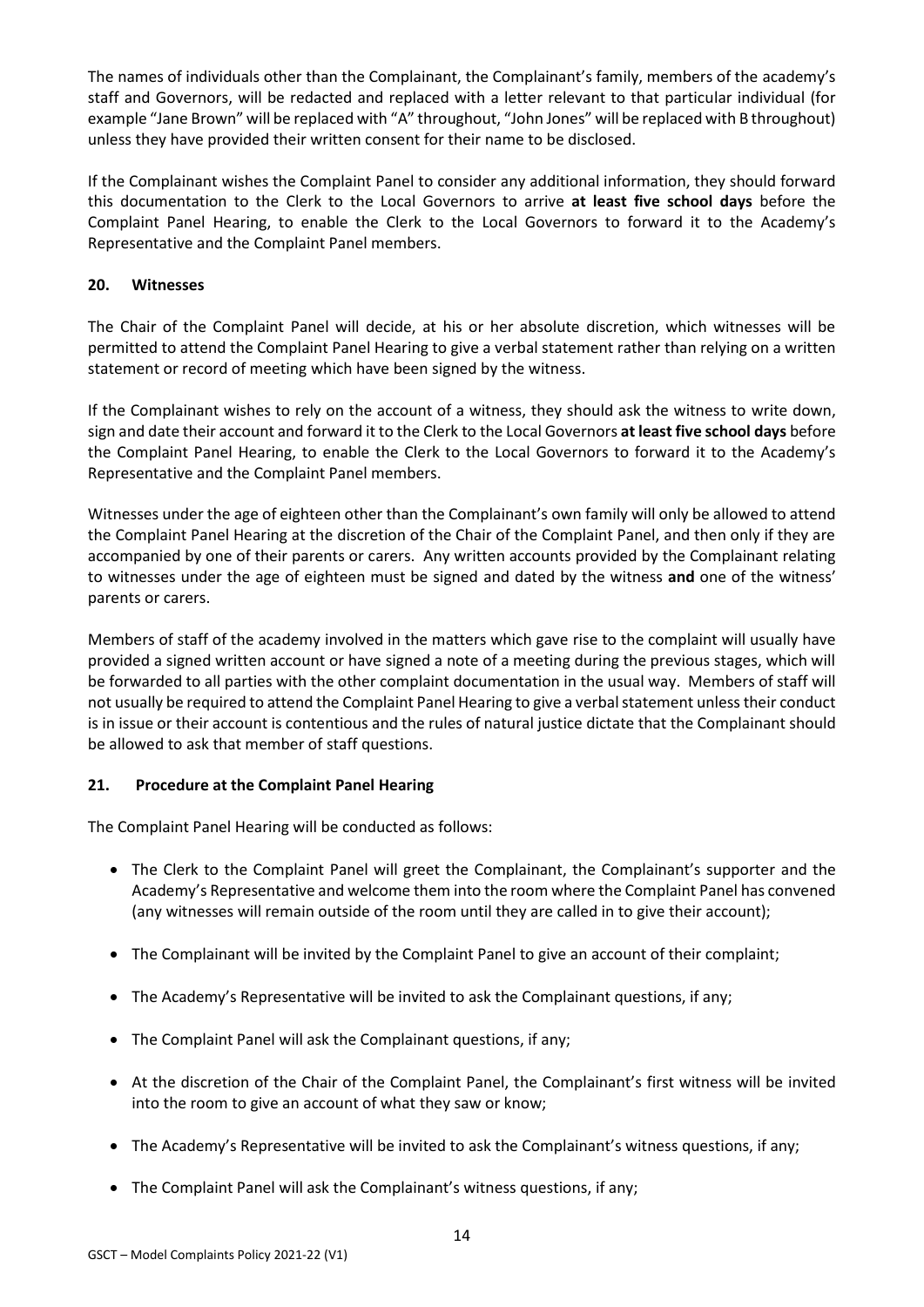The names of individuals other than the Complainant, the Complainant's family, members of the academy's staff and Governors, will be redacted and replaced with a letter relevant to that particular individual (for example "Jane Brown" will be replaced with "A" throughout, "John Jones" will be replaced with B throughout) unless they have provided their written consent for their name to be disclosed.

If the Complainant wishes the Complaint Panel to consider any additional information, they should forward this documentation to the Clerk to the Local Governors to arrive **at least five school days** before the Complaint Panel Hearing, to enable the Clerk to the Local Governors to forward it to the Academy's Representative and the Complaint Panel members.

## 20. Witnesses

The Chair of the Complaint Panel will decide, at his or her absolute discretion, which witnesses will be permitted to attend the Complaint Panel Hearing to give a verbal statement rather than relying on a written statement or record of meeting which have been signed by the witness.

If the Complainant wishes to rely on the account of a witness, they should ask the witness to write down, sign and date their account and forward it to the Clerk to the Local Governors **at least five school days** before the Complaint Panel Hearing, to enable the Clerk to the Local Governors to forward it to the Academy's Representative and the Complaint Panel members.

Witnesses under the age of eighteen other than the Complainant's own family will only be allowed to attend the Complaint Panel Hearing at the discretion of the Chair of the Complaint Panel, and then only if they are accompanied by one of their parents or carers. Any written accounts provided by the Complainant relating to witnesses under the age of eighteen must be signed and dated by the witness **and** one of the witness' parents or carers.

Members of staff of the academy involved in the matters which gave rise to the complaint will usually have provided a signed written account or have signed a note of a meeting during the previous stages, which will be forwarded to all parties with the other complaint documentation in the usual way. Members of staff will not usually be required to attend the Complaint Panel Hearing to give a verbal statement unless their conduct is in issue or their account is contentious and the rules of natural justice dictate that the Complainant should be allowed to ask that member of staff questions.

## 21. Procedure at the Complaint Panel Hearing

The Complaint Panel Hearing will be conducted as follows:

- The Clerk to the Complaint Panel will greet the Complainant, the Complainant's supporter and the Academy's Representative and welcome them into the room where the Complaint Panel has convened (any witnesses will remain outside of the room until they are called in to give their account);
- The Complainant will be invited by the Complaint Panel to give an account of their complaint;
- The Academy's Representative will be invited to ask the Complainant questions, if any;
- The Complaint Panel will ask the Complainant questions, if any;
- At the discretion of the Chair of the Complaint Panel, the Complainant's first witness will be invited into the room to give an account of what they saw or know;
- The Academy's Representative will be invited to ask the Complainant's witness questions, if any;
- The Complaint Panel will ask the Complainant's witness questions, if any;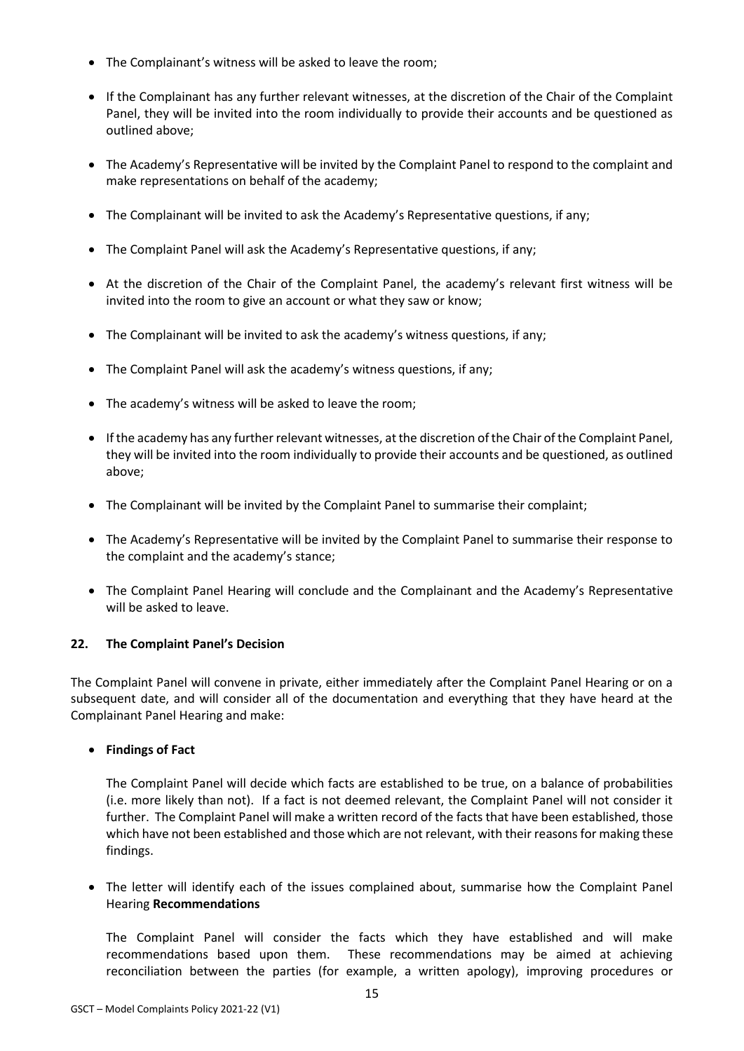- The Complainant's witness will be asked to leave the room;
- If the Complainant has any further relevant witnesses, at the discretion of the Chair of the Complaint Panel, they will be invited into the room individually to provide their accounts and be questioned as outlined above;
- The Academy's Representative will be invited by the Complaint Panel to respond to the complaint and make representations on behalf of the academy;
- The Complainant will be invited to ask the Academy's Representative questions, if any;
- The Complaint Panel will ask the Academy's Representative questions, if any;
- At the discretion of the Chair of the Complaint Panel, the academy's relevant first witness will be invited into the room to give an account or what they saw or know;
- The Complainant will be invited to ask the academy's witness questions, if any;
- The Complaint Panel will ask the academy's witness questions, if any;
- The academy's witness will be asked to leave the room;
- If the academy has any further relevant witnesses, at the discretion of the Chair of the Complaint Panel, they will be invited into the room individually to provide their accounts and be questioned, as outlined above;
- The Complainant will be invited by the Complaint Panel to summarise their complaint;
- The Academy's Representative will be invited by the Complaint Panel to summarise their response to the complaint and the academy's stance;
- The Complaint Panel Hearing will conclude and the Complainant and the Academy's Representative will be asked to leave.

## 22. The Complaint Panel's Decision

The Complaint Panel will convene in private, either immediately after the Complaint Panel Hearing or on a subsequent date, and will consider all of the documentation and everything that they have heard at the Complainant Panel Hearing and make:

- **Findings of Fact**

  The Complaint Panel will decide which facts are established to be true, on a balance of probabilities (i.e. more likely than not). If a fact is not deemed relevant, the Complaint Panel will not consider it further. The Complaint Panel will make a written record of the facts that have been established, those which have not been established and those which are not relevant, with their reasons for making these findings.

- The letter will identify each of the issues complained about, summarise how the Complaint Panel Hearing **Recommendations**

  The Complaint Panel will consider the facts which they have established and will make recommendations based upon them. These recommendations may be aimed at achieving reconciliation between the parties (for example, a written apology), improving procedures or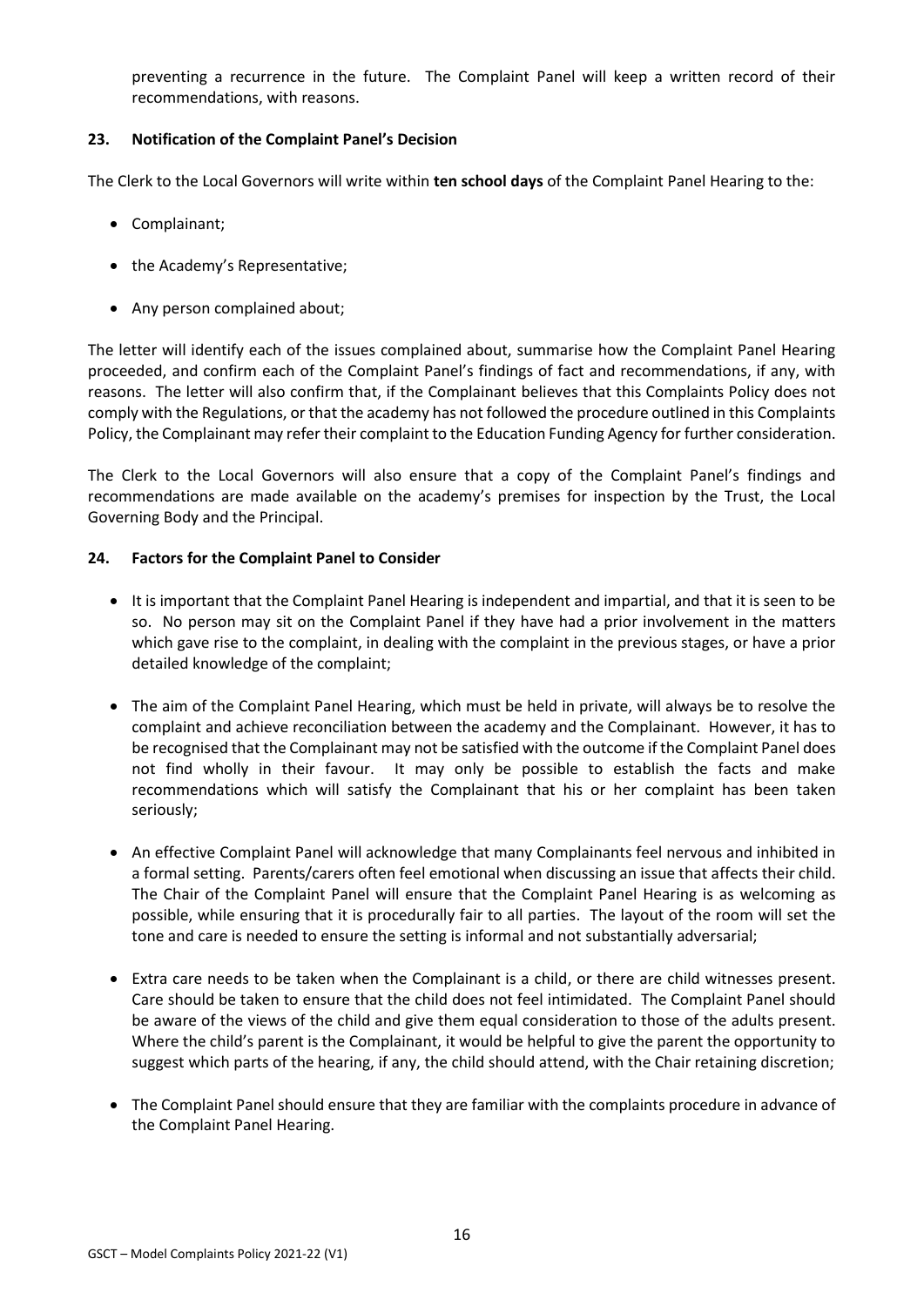preventing a recurrence in the future. The Complaint Panel will keep a written record of their recommendations, with reasons.

## 23. Notification of the Complaint Panel's Decision

The Clerk to the Local Governors will write within **ten school days** of the Complaint Panel Hearing to the:

- Complainant;
- the Academy's Representative;
- Any person complained about;

The letter will identify each of the issues complained about, summarise how the Complaint Panel Hearing proceeded, and confirm each of the Complaint Panel's findings of fact and recommendations, if any, with reasons. The letter will also confirm that, if the Complainant believes that this Complaints Policy does not comply with the Regulations, or that the academy has not followed the procedure outlined in this Complaints Policy, the Complainant may refer their complaint to the Education Funding Agency for further consideration.

The Clerk to the Local Governors will also ensure that a copy of the Complaint Panel's findings and recommendations are made available on the academy's premises for inspection by the Trust, the Local Governing Body and the Principal.

## 24. Factors for the Complaint Panel to Consider

- It is important that the Complaint Panel Hearing is independent and impartial, and that it is seen to be so. No person may sit on the Complaint Panel if they have had a prior involvement in the matters which gave rise to the complaint, in dealing with the complaint in the previous stages, or have a prior detailed knowledge of the complaint;
- The aim of the Complaint Panel Hearing, which must be held in private, will always be to resolve the complaint and achieve reconciliation between the academy and the Complainant. However, it has to be recognised that the Complainant may not be satisfied with the outcome if the Complaint Panel does not find wholly in their favour. It may only be possible to establish the facts and make recommendations which will satisfy the Complainant that his or her complaint has been taken seriously;
- An effective Complaint Panel will acknowledge that many Complainants feel nervous and inhibited in a formal setting. Parents/carers often feel emotional when discussing an issue that affects their child. The Chair of the Complaint Panel will ensure that the Complaint Panel Hearing is as welcoming as possible, while ensuring that it is procedurally fair to all parties. The layout of the room will set the tone and care is needed to ensure the setting is informal and not substantially adversarial;
- Extra care needs to be taken when the Complainant is a child, or there are child witnesses present. Care should be taken to ensure that the child does not feel intimidated. The Complaint Panel should be aware of the views of the child and give them equal consideration to those of the adults present. Where the child's parent is the Complainant, it would be helpful to give the parent the opportunity to suggest which parts of the hearing, if any, the child should attend, with the Chair retaining discretion;
- The Complaint Panel should ensure that they are familiar with the complaints procedure in advance of the Complaint Panel Hearing.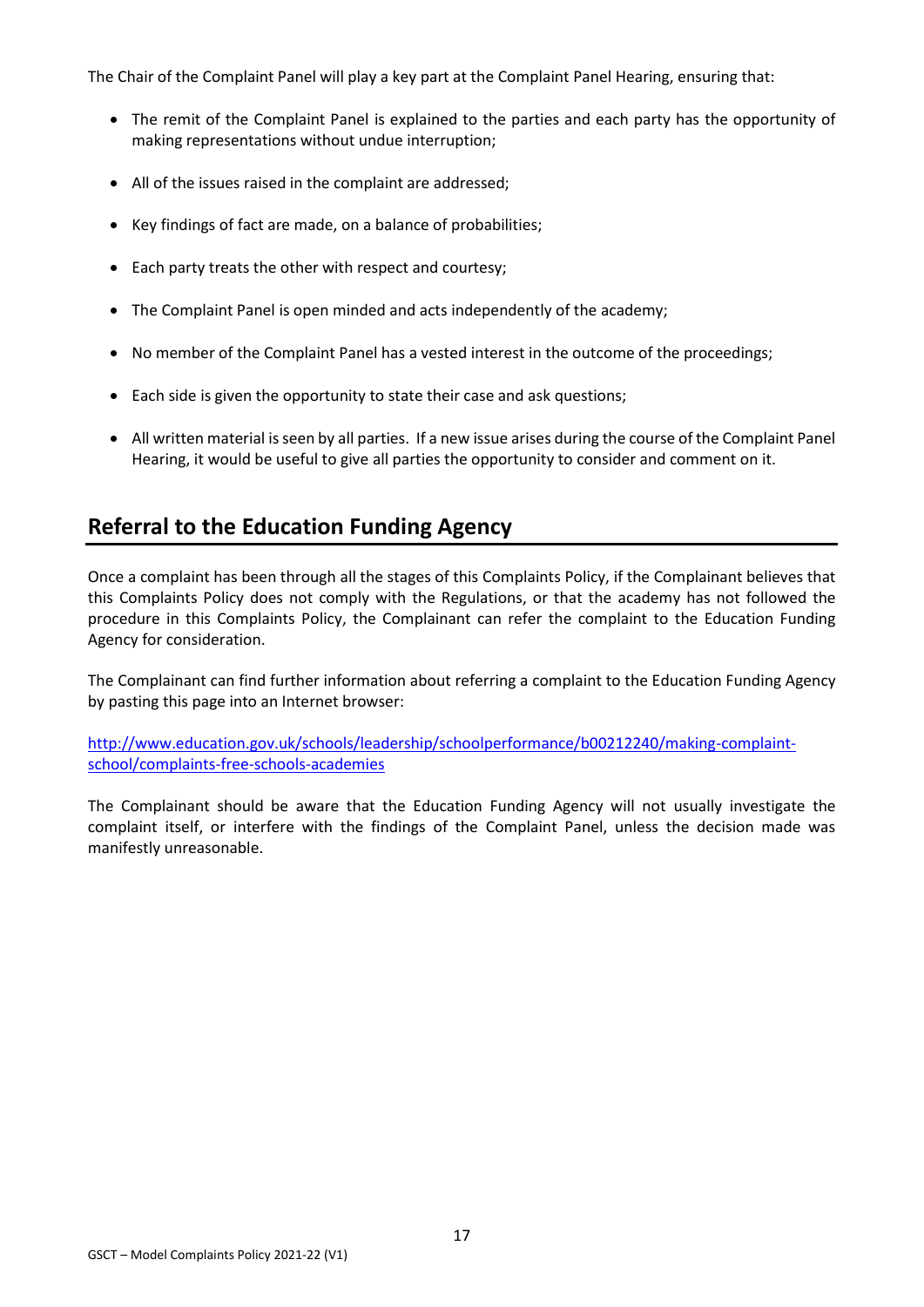The Chair of the Complaint Panel will play a key part at the Complaint Panel Hearing, ensuring that:

- The remit of the Complaint Panel is explained to the parties and each party has the opportunity of making representations without undue interruption;
- All of the issues raised in the complaint are addressed;
- Key findings of fact are made, on a balance of probabilities;
- Each party treats the other with respect and courtesy;
- The Complaint Panel is open minded and acts independently of the academy;
- No member of the Complaint Panel has a vested interest in the outcome of the proceedings;
- Each side is given the opportunity to state their case and ask questions;
- All written material is seen by all parties. If a new issue arises during the course of the Complaint Panel Hearing, it would be useful to give all parties the opportunity to consider and comment on it.

## Referral to the Education Funding Agency

Once a complaint has been through all the stages of this Complaints Policy, if the Complainant believes that this Complaints Policy does not comply with the Regulations, or that the academy has not followed the procedure in this Complaints Policy, the Complainant can refer the complaint to the Education Funding Agency for consideration.

The Complainant can find further information about referring a complaint to the Education Funding Agency by pasting this page into an Internet browser:

[http://www.education.gov.uk/schools/leadership/schoolperformance/b00212240/making-complaint-school/complaints-free-schools-academies](http://www.education.gov.uk/schools/leadership/schoolperformance/b00212240/making-complaint-school/complaints-free-schools-academies)

The Complainant should be aware that the Education Funding Agency will not usually investigate the complaint itself, or interfere with the findings of the Complaint Panel, unless the decision made was manifestly unreasonable.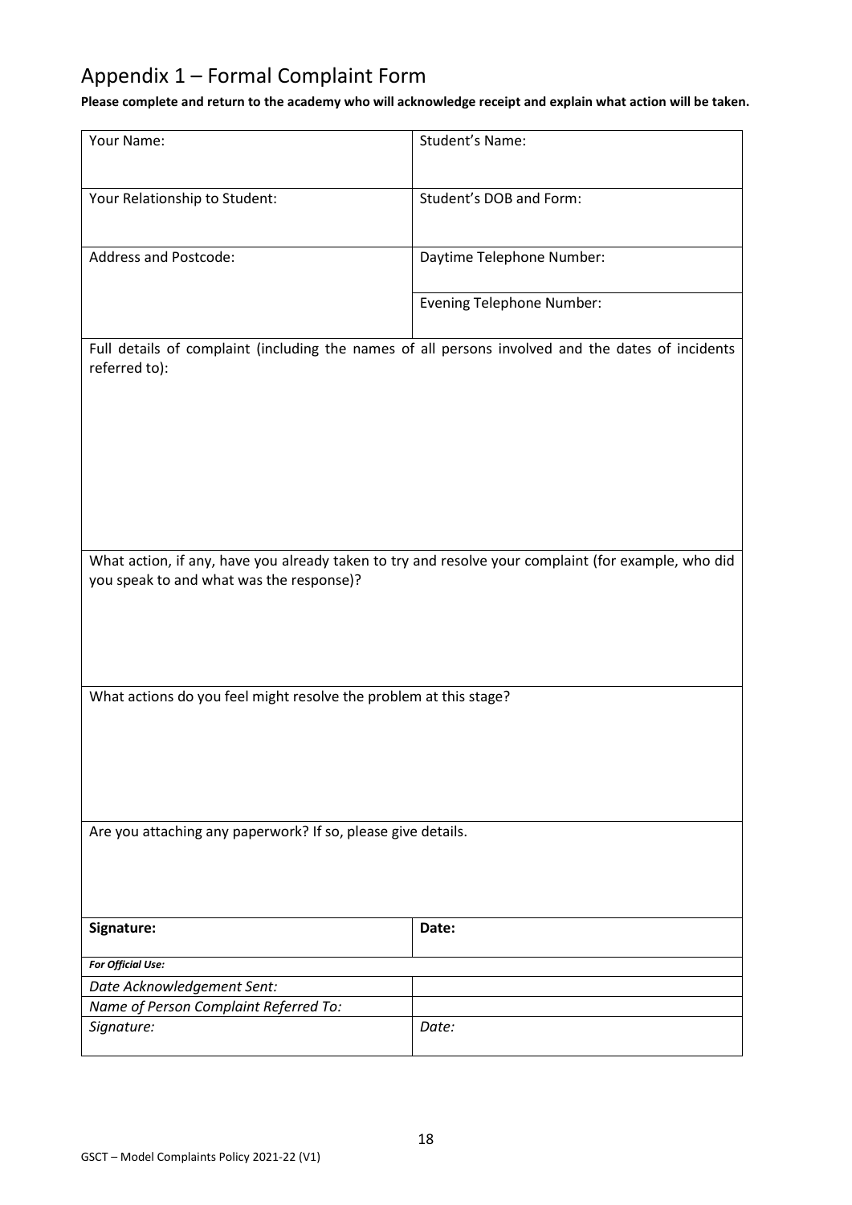## Appendix 1 – Formal Complaint Form

**Please complete and return to the academy who will acknowledge receipt and explain what action will be taken.**

| | |
|---|---|
| Your Name: | Student's Name: |
| Your Relationship to Student: | Student's DOB and Form: |
| Address and Postcode: | Daytime Telephone Number: |
| | Evening Telephone Number: |
| Full details of complaint (including the names of all persons involved and the dates of incidents referred to): | |
| What action, if any, have you already taken to try and resolve your complaint (for example, who did you speak to and what was the response)? | |
| What actions do you feel might resolve the problem at this stage? | |
| Are you attaching any paperwork? If so, please give details. | |
| **Signature:** | **Date:** |
| ***For Official Use:*** | |
| *Date Acknowledgement Sent:* | |
| *Name of Person Complaint Referred To:* | |
| *Signature:* | *Date:* |

GSCT – Model Complaints Policy 2021-22 (V1)